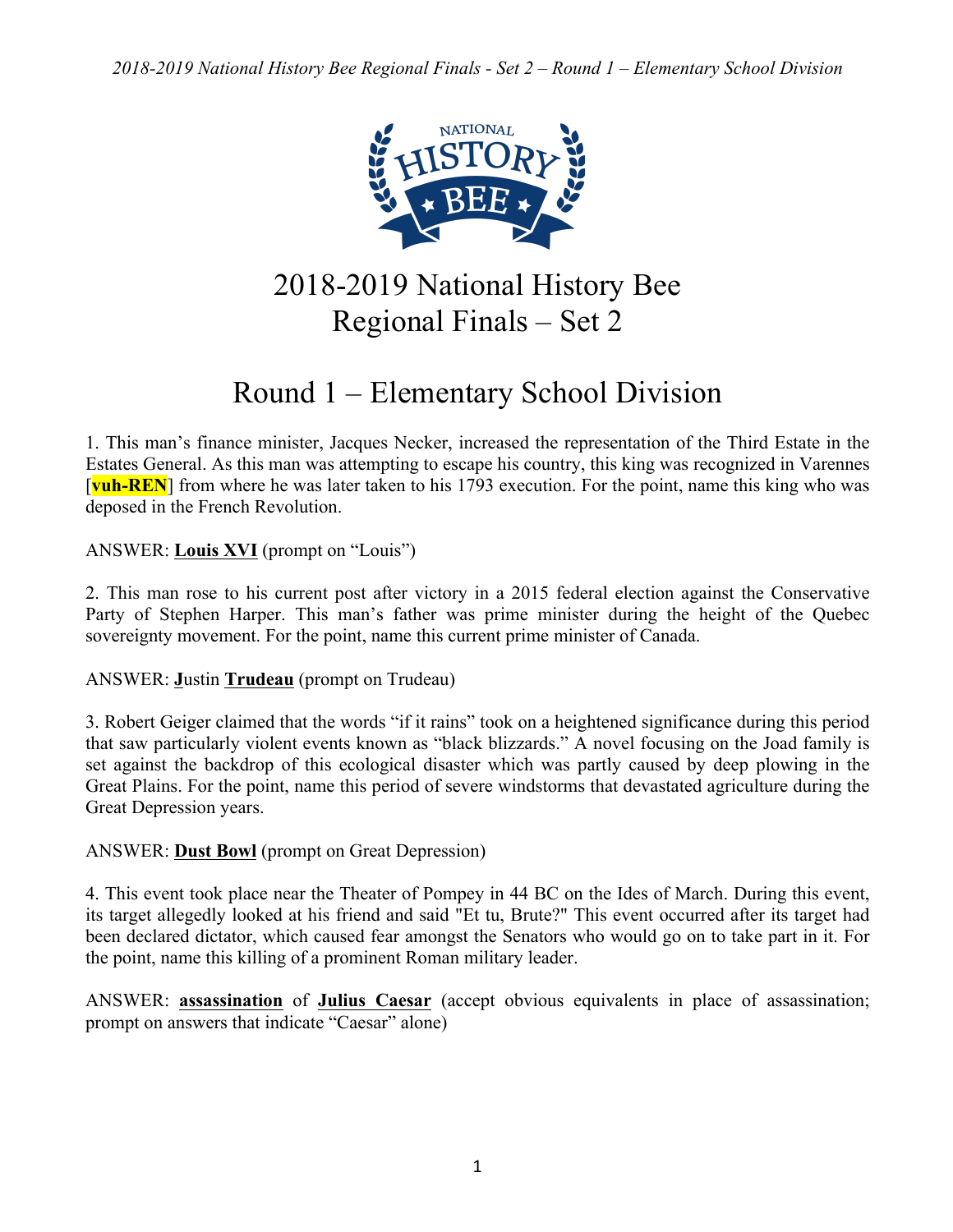# 2018-2019 National History Bee Regional Finals – Set 2

# Round 1 – Elementary School Division

1. This man's finance minister, Jacques Necker, increased the representation of the Third Estate in the Estates General. As this man was attempting to escape his country, this king was recognized in Varennes [**vuh-REN**] from where he was later taken to his 1793 execution. For the point, name this king who was deposed in the French Revolution.

ANSWER: **Louis XVI** (prompt on "Louis")

2. This man rose to his current post after victory in a 2015 federal election against the Conservative Party of Stephen Harper. This man's father was prime minister during the height of the Quebec sovereignty movement. For the point, name this current prime minister of Canada.

ANSWER: **J**ustin **Trudeau** (prompt on Trudeau)

3. Robert Geiger claimed that the words "if it rains" took on a heightened significance during this period that saw particularly violent events known as "black blizzards." A novel focusing on the Joad family is set against the backdrop of this ecological disaster which was partly caused by deep plowing in the Great Plains. For the point, name this period of severe windstorms that devastated agriculture during the Great Depression years.

ANSWER: **Dust Bowl** (prompt on Great Depression)

4. This event took place near the Theater of Pompey in 44 BC on the Ides of March. During this event, its target allegedly looked at his friend and said "Et tu, Brute?" This event occurred after its target had been declared dictator, which caused fear amongst the Senators who would go on to take part in it. For the point, name this killing of a prominent Roman military leader.

ANSWER: **assassination** of **Julius Caesar** (accept obvious equivalents in place of assassination; prompt on answers that indicate "Caesar" alone)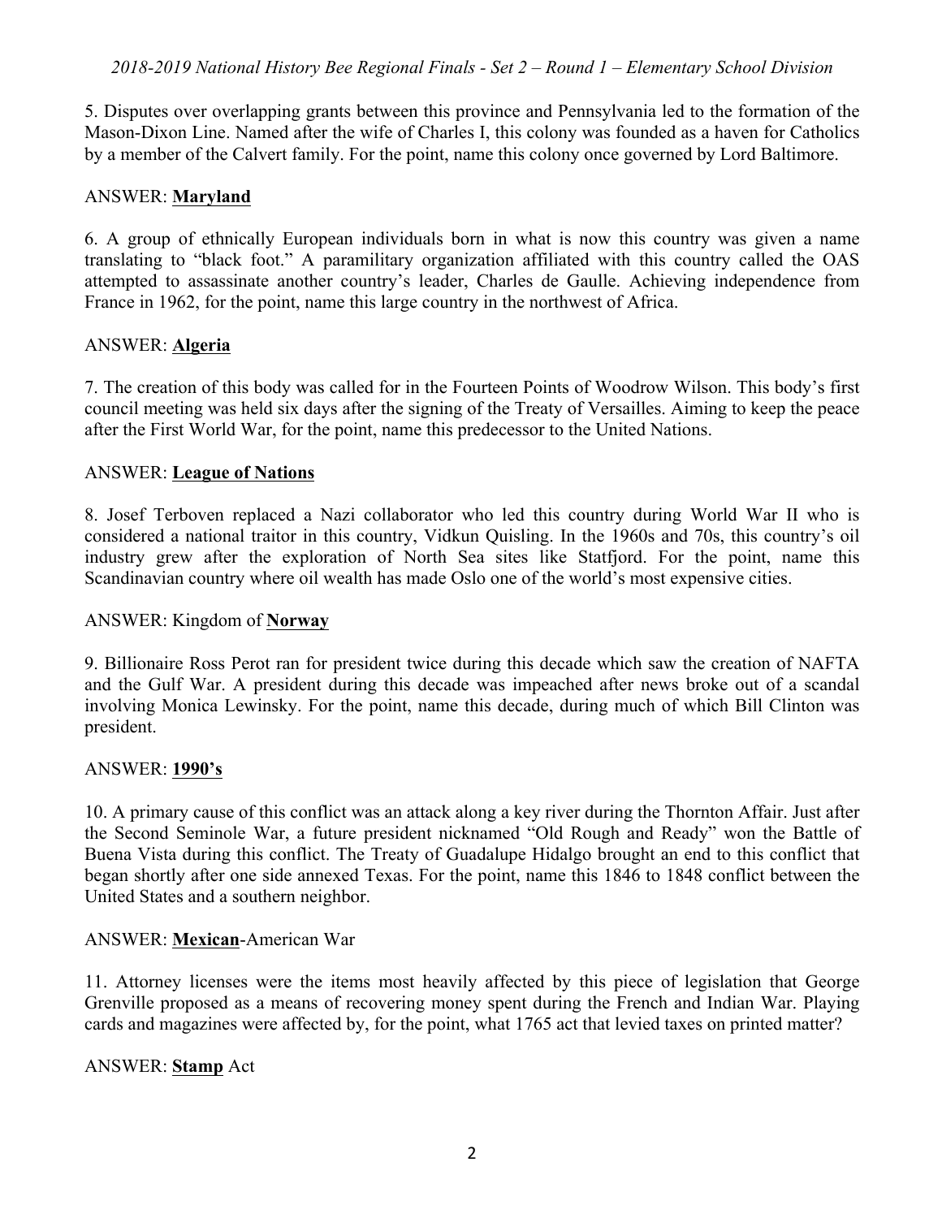5. Disputes over overlapping grants between this province and Pennsylvania led to the formation of the Mason-Dixon Line. Named after the wife of Charles I, this colony was founded as a haven for Catholics by a member of the Calvert family. For the point, name this colony once governed by Lord Baltimore.

ANSWER: **Maryland**

6. A group of ethnically European individuals born in what is now this country was given a name translating to "black foot." A paramilitary organization affiliated with this country called the OAS attempted to assassinate another country's leader, Charles de Gaulle. Achieving independence from France in 1962, for the point, name this large country in the northwest of Africa.

ANSWER: **Algeria**

7. The creation of this body was called for in the Fourteen Points of Woodrow Wilson. This body's first council meeting was held six days after the signing of the Treaty of Versailles. Aiming to keep the peace after the First World War, for the point, name this predecessor to the United Nations.

ANSWER: **League of Nations**

8. Josef Terboven replaced a Nazi collaborator who led this country during World War II who is considered a national traitor in this country, Vidkun Quisling. In the 1960s and 70s, this country's oil industry grew after the exploration of North Sea sites like Statfjord. For the point, name this Scandinavian country where oil wealth has made Oslo one of the world's most expensive cities.

ANSWER: Kingdom of **Norway**

9. Billionaire Ross Perot ran for president twice during this decade which saw the creation of NAFTA and the Gulf War. A president during this decade was impeached after news broke out of a scandal involving Monica Lewinsky. For the point, name this decade, during much of which Bill Clinton was president.

ANSWER: **1990's**

10. A primary cause of this conflict was an attack along a key river during the Thornton Affair. Just after the Second Seminole War, a future president nicknamed "Old Rough and Ready" won the Battle of Buena Vista during this conflict. The Treaty of Guadalupe Hidalgo brought an end to this conflict that began shortly after one side annexed Texas. For the point, name this 1846 to 1848 conflict between the United States and a southern neighbor.

ANSWER: **Mexican**-American War

11. Attorney licenses were the items most heavily affected by this piece of legislation that George Grenville proposed as a means of recovering money spent during the French and Indian War. Playing cards and magazines were affected by, for the point, what 1765 act that levied taxes on printed matter?

ANSWER: **Stamp** Act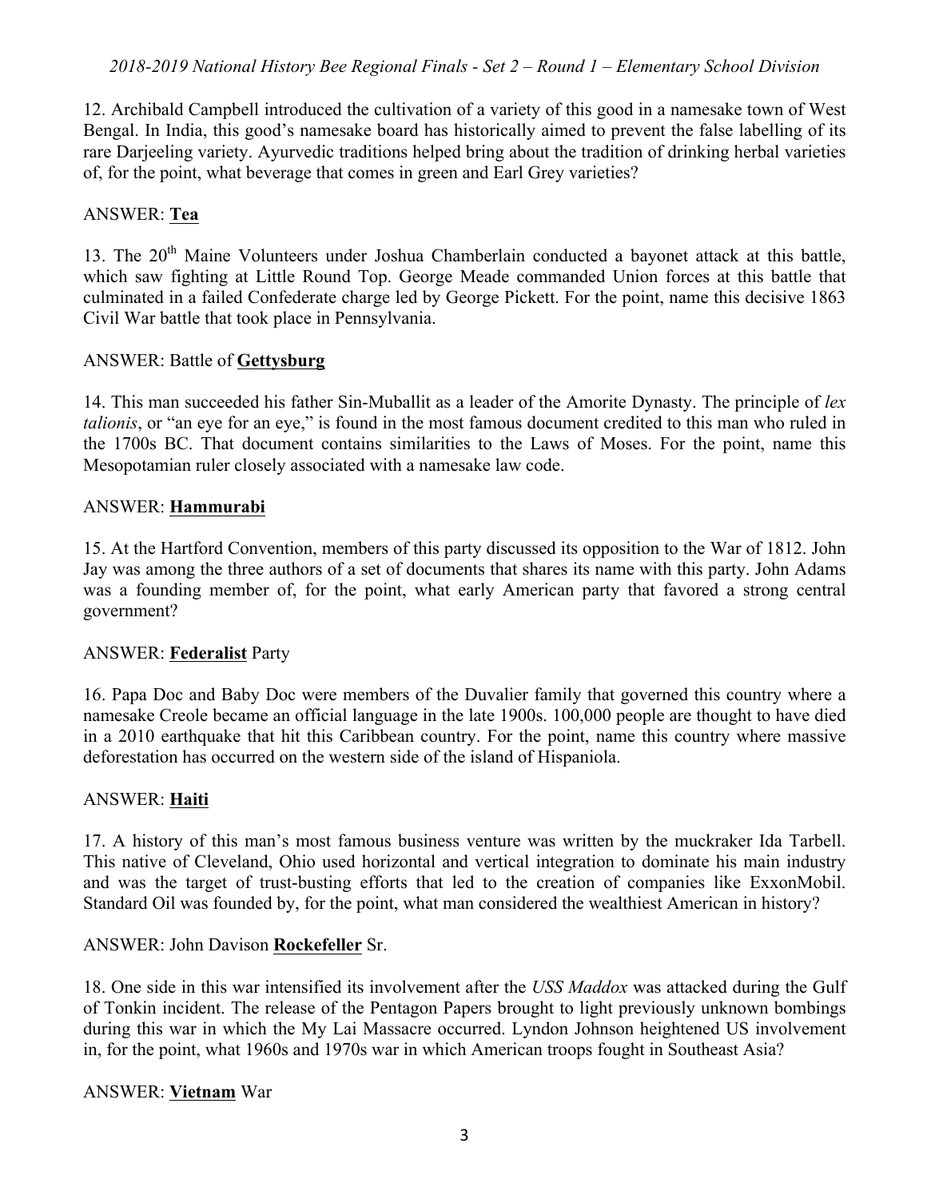12. Archibald Campbell introduced the cultivation of a variety of this good in a namesake town of West Bengal. In India, this good's namesake board has historically aimed to prevent the false labelling of its rare Darjeeling variety. Ayurvedic traditions helped bring about the tradition of drinking herbal varieties of, for the point, what beverage that comes in green and Earl Grey varieties?

ANSWER: **Tea**

13. The 20th Maine Volunteers under Joshua Chamberlain conducted a bayonet attack at this battle, which saw fighting at Little Round Top. George Meade commanded Union forces at this battle that culminated in a failed Confederate charge led by George Pickett. For the point, name this decisive 1863 Civil War battle that took place in Pennsylvania.

ANSWER: Battle of **Gettysburg**

14. This man succeeded his father Sin-Muballit as a leader of the Amorite Dynasty. The principle of *lex talionis*, or "an eye for an eye," is found in the most famous document credited to this man who ruled in the 1700s BC. That document contains similarities to the Laws of Moses. For the point, name this Mesopotamian ruler closely associated with a namesake law code.

ANSWER: **Hammurabi**

15. At the Hartford Convention, members of this party discussed its opposition to the War of 1812. John Jay was among the three authors of a set of documents that shares its name with this party. John Adams was a founding member of, for the point, what early American party that favored a strong central government?

ANSWER: **Federalist** Party

16. Papa Doc and Baby Doc were members of the Duvalier family that governed this country where a namesake Creole became an official language in the late 1900s. 100,000 people are thought to have died in a 2010 earthquake that hit this Caribbean country. For the point, name this country where massive deforestation has occurred on the western side of the island of Hispaniola.

ANSWER: **Haiti**

17. A history of this man's most famous business venture was written by the muckraker Ida Tarbell. This native of Cleveland, Ohio used horizontal and vertical integration to dominate his main industry and was the target of trust-busting efforts that led to the creation of companies like ExxonMobil. Standard Oil was founded by, for the point, what man considered the wealthiest American in history?

ANSWER: John Davison **Rockefeller** Sr.

18. One side in this war intensified its involvement after the *USS Maddox* was attacked during the Gulf of Tonkin incident. The release of the Pentagon Papers brought to light previously unknown bombings during this war in which the My Lai Massacre occurred. Lyndon Johnson heightened US involvement in, for the point, what 1960s and 1970s war in which American troops fought in Southeast Asia?

ANSWER: **Vietnam** War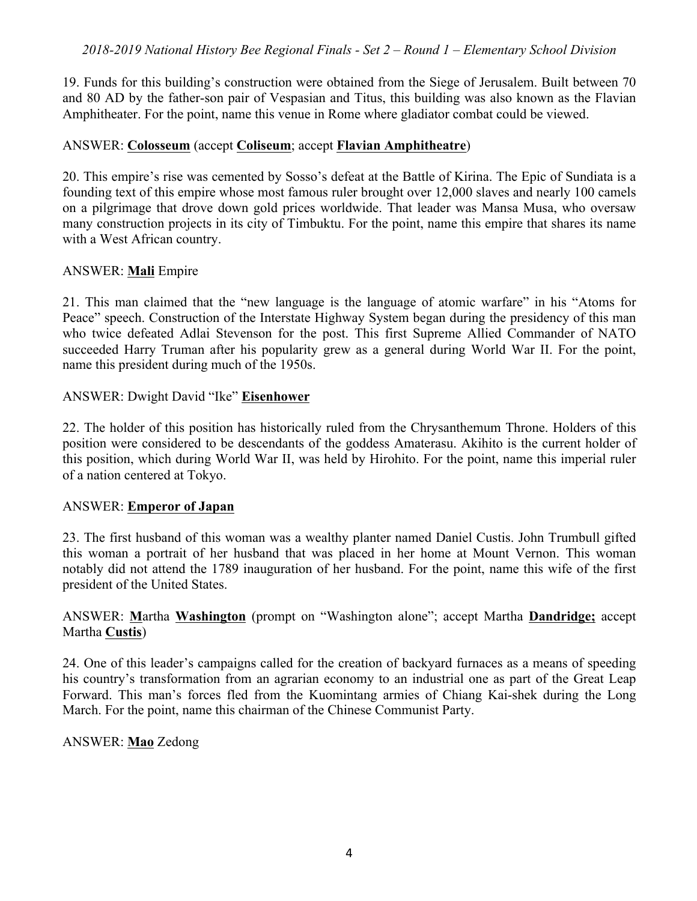19. Funds for this building's construction were obtained from the Siege of Jerusalem. Built between 70 and 80 AD by the father-son pair of Vespasian and Titus, this building was also known as the Flavian Amphitheater. For the point, name this venue in Rome where gladiator combat could be viewed.

ANSWER: **Colosseum** (accept **Coliseum**; accept **Flavian Amphitheatre**)

20. This empire's rise was cemented by Sosso's defeat at the Battle of Kirina. The Epic of Sundiata is a founding text of this empire whose most famous ruler brought over 12,000 slaves and nearly 100 camels on a pilgrimage that drove down gold prices worldwide. That leader was Mansa Musa, who oversaw many construction projects in its city of Timbuktu. For the point, name this empire that shares its name with a West African country.

ANSWER: **Mali** Empire

21. This man claimed that the "new language is the language of atomic warfare" in his "Atoms for Peace" speech. Construction of the Interstate Highway System began during the presidency of this man who twice defeated Adlai Stevenson for the post. This first Supreme Allied Commander of NATO succeeded Harry Truman after his popularity grew as a general during World War II. For the point, name this president during much of the 1950s.

ANSWER: Dwight David "Ike" **Eisenhower**

22. The holder of this position has historically ruled from the Chrysanthemum Throne. Holders of this position were considered to be descendants of the goddess Amaterasu. Akihito is the current holder of this position, which during World War II, was held by Hirohito. For the point, name this imperial ruler of a nation centered at Tokyo.

ANSWER: **Emperor of Japan**

23. The first husband of this woman was a wealthy planter named Daniel Custis. John Trumbull gifted this woman a portrait of her husband that was placed in her home at Mount Vernon. This woman notably did not attend the 1789 inauguration of her husband. For the point, name this wife of the first president of the United States.

ANSWER: **M**artha **Washington** (prompt on "Washington alone"; accept Martha **Dandridge;** accept Martha **Custis**)

24. One of this leader's campaigns called for the creation of backyard furnaces as a means of speeding his country's transformation from an agrarian economy to an industrial one as part of the Great Leap Forward. This man's forces fled from the Kuomintang armies of Chiang Kai-shek during the Long March. For the point, name this chairman of the Chinese Communist Party.

ANSWER: **Mao** Zedong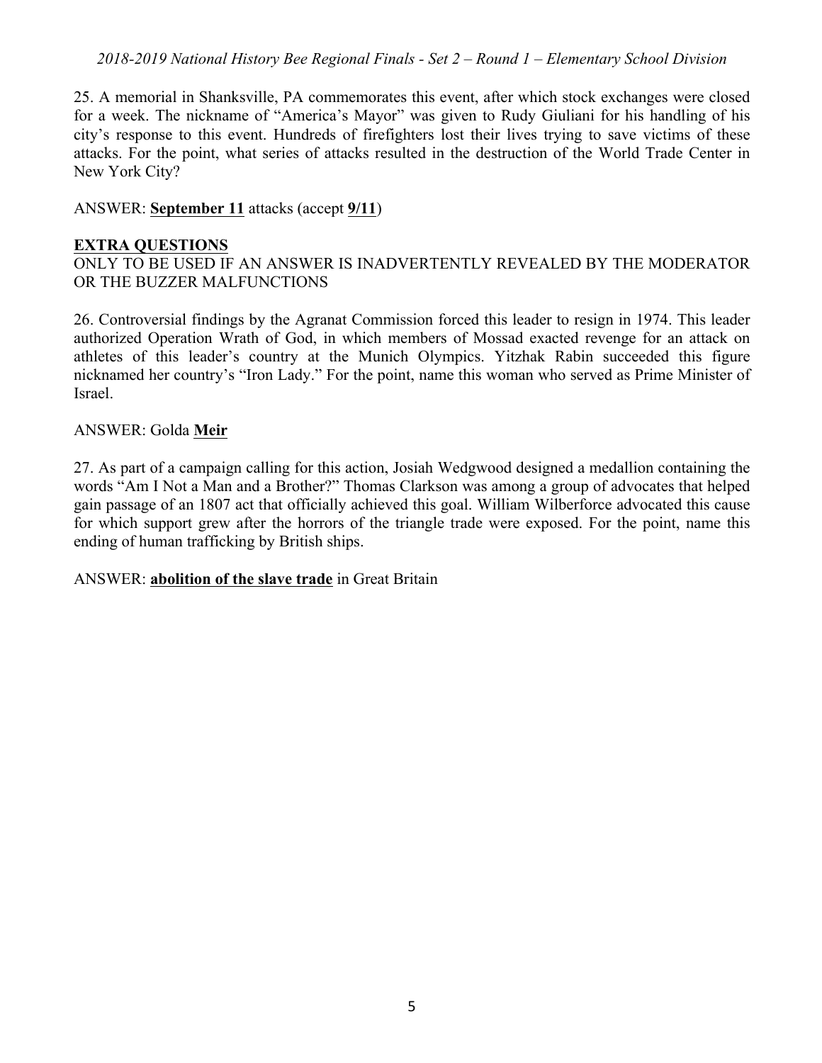25. A memorial in Shanksville, PA commemorates this event, after which stock exchanges were closed for a week. The nickname of "America's Mayor" was given to Rudy Giuliani for his handling of his city's response to this event. Hundreds of firefighters lost their lives trying to save victims of these attacks. For the point, what series of attacks resulted in the destruction of the World Trade Center in New York City?

ANSWER: **September 11** attacks (accept **9/11**)

**EXTRA QUESTIONS**

ONLY TO BE USED IF AN ANSWER IS INADVERTENTLY REVEALED BY THE MODERATOR OR THE BUZZER MALFUNCTIONS

26. Controversial findings by the Agranat Commission forced this leader to resign in 1974. This leader authorized Operation Wrath of God, in which members of Mossad exacted revenge for an attack on athletes of this leader's country at the Munich Olympics. Yitzhak Rabin succeeded this figure nicknamed her country's "Iron Lady." For the point, name this woman who served as Prime Minister of Israel.

ANSWER: Golda **Meir**

27. As part of a campaign calling for this action, Josiah Wedgwood designed a medallion containing the words "Am I Not a Man and a Brother?" Thomas Clarkson was among a group of advocates that helped gain passage of an 1807 act that officially achieved this goal. William Wilberforce advocated this cause for which support grew after the horrors of the triangle trade were exposed. For the point, name this ending of human trafficking by British ships.

ANSWER: **abolition of the slave trade** in Great Britain